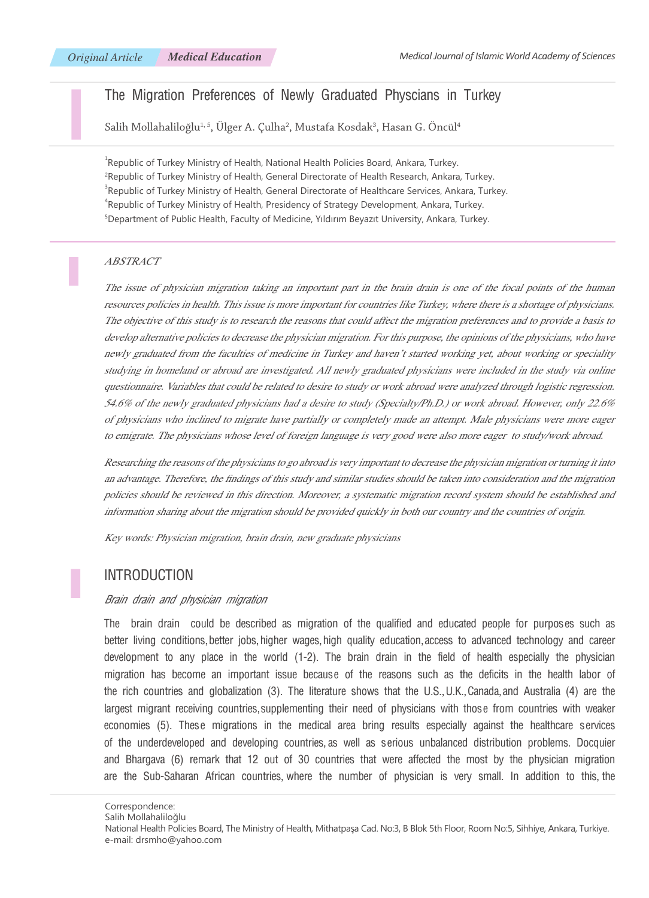Original Article | Medical Education

# The Migration Preferences of Newly Graduated Physcians in Turkey

Salih Mollahaliloğlu[1,5], Ülger A. Çulha[2], Mustafa Kosdak[3], Hasan G. Öncül[4]

[1]Republic of Turkey Ministry of Health, National Health Policies Board, Ankara, Turkey.
[2]Republic of Turkey Ministry of Health, General Directorate of Health Research, Ankara, Turkey.
[3]Republic of Turkey Ministry of Health, General Directorate of Healthcare Services, Ankara, Turkey.
[4]Republic of Turkey Ministry of Health, Presidency of Strategy Development, Ankara, Turkey.
[5]Department of Public Health, Faculty of Medicine, Yıldırım Beyazıt University, Ankara, Turkey.

## ABSTRACT

*The issue of physician migration taking an important part in the brain drain is one of the focal points of the human resources policies in health. This issue is more important for countries like Turkey, where there is a shortage of physicians. The objective of this study is to research the reasons that could affect the migration preferences and to provide a basis to develop alternative policies to decrease the physician migration. For this purpose, the opinions of the physicians, who have newly graduated from the faculties of medicine in Turkey and haven't started working yet, about working or speciality studying in homeland or abroad are investigated. All newly graduated physicians were included in the study via online questionnaire. Variables that could be related to desire to study or work abroad were analyzed through logistic regression. 54.6% of the newly graduated physicians had a desire to study (Specialty/Ph.D.) or work abroad. However, only 22.6% of physicians who inclined to migrate have partially or completely made an attempt. Male physicians were more eager to emigrate. The physicians whose level of foreign language is very good were also more eager to study/work abroad.*

*Researching the reasons of the physicians to go abroad is very important to decrease the physician migration or turning it into an advantage. Therefore, the findings of this study and similar studies should be taken into consideration and the migration policies should be reviewed in this direction. Moreover, a systematic migration record system should be established and information sharing about the migration should be provided quickly in both our country and the countries of origin.*

*Key words: Physician migration, brain drain, new graduate physicians*

## INTRODUCTION

### *Brain drain and physician migration*

The brain drain could be described as migration of the qualified and educated people for purposes such as better living conditions, better jobs, higher wages, high quality education, access to advanced technology and career development to any place in the world (1-2). The brain drain in the field of health especially the physician migration has become an important issue because of the reasons such as the deficits in the health labor of the rich countries and globalization (3). The literature shows that the U.S., U.K., Canada, and Australia (4) are the largest migrant receiving countries, supplementing their need of physicians with those from countries with weaker economies (5). These migrations in the medical area bring results especially against the healthcare services of the underdeveloped and developing countries, as well as serious unbalanced distribution problems. Docquier and Bhargava (6) remark that 12 out of 30 countries that were affected the most by the physician migration are the Sub-Saharan African countries, where the number of physician is very small. In addition to this, the

Correspondence:
Salih Mollahaliloğlu
National Health Policies Board, The Ministry of Health, Mithatpaşa Cad. No:3, B Blok 5th Floor, Room No:5, Sihhiye, Ankara, Turkiye.
e-mail: drsmho@yahoo.com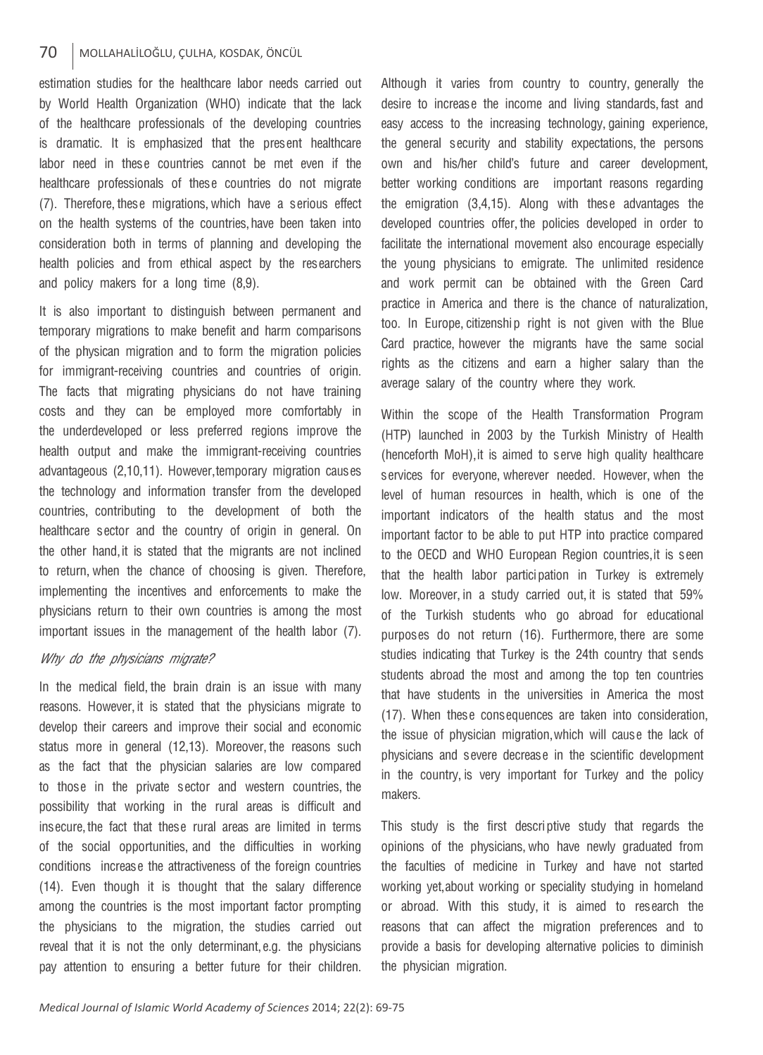estimation studies for the healthcare labor needs carried out by World Health Organization (WHO) indicate that the lack of the healthcare professionals of the developing countries is dramatic. It is emphasized that the present healthcare labor need in these countries cannot be met even if the healthcare professionals of these countries do not migrate (7). Therefore, these migrations, which have a serious effect on the health systems of the countries, have been taken into consideration both in terms of planning and developing the health policies and from ethical aspect by the researchers and policy makers for a long time (8,9).

It is also important to distinguish between permanent and temporary migrations to make benefit and harm comparisons of the physican migration and to form the migration policies for immigrant-receiving countries and countries of origin. The facts that migrating physicians do not have training costs and they can be employed more comfortably in the underdeveloped or less preferred regions improve the health output and make the immigrant-receiving countries advantageous (2,10,11). However, temporary migration causes the technology and information transfer from the developed countries, contributing to the development of both the healthcare sector and the country of origin in general. On the other hand, it is stated that the migrants are not inclined to return, when the chance of choosing is given. Therefore, implementing the incentives and enforcements to make the physicians return to their own countries is among the most important issues in the management of the health labor (7).

### *Why do the physicians migrate?*

In the medical field, the brain drain is an issue with many reasons. However, it is stated that the physicians migrate to develop their careers and improve their social and economic status more in general (12,13). Moreover, the reasons such as the fact that the physician salaries are low compared to those in the private sector and western countries, the possibility that working in the rural areas is difficult and insecure, the fact that these rural areas are limited in terms of the social opportunities, and the difficulties in working conditions increase the attractiveness of the foreign countries (14). Even though it is thought that the salary difference among the countries is the most important factor prompting the physicians to the migration, the studies carried out reveal that it is not the only determinant, e.g. the physicians pay attention to ensuring a better future for their children. Although it varies from country to country, generally the desire to increase the income and living standards, fast and easy access to the increasing technology, gaining experience, the general security and stability expectations, the persons own and his/her child's future and career development, better working conditions are important reasons regarding the emigration (3,4,15). Along with these advantages the developed countries offer, the policies developed in order to facilitate the international movement also encourage especially the young physicians to emigrate. The unlimited residence and work permit can be obtained with the Green Card practice in America and there is the chance of naturalization, too. In Europe, citizenship right is not given with the Blue Card practice, however the migrants have the same social rights as the citizens and earn a higher salary than the average salary of the country where they work.

Within the scope of the Health Transformation Program (HTP) launched in 2003 by the Turkish Ministry of Health (henceforth MoH), it is aimed to serve high quality healthcare services for everyone, wherever needed. However, when the level of human resources in health, which is one of the important indicators of the health status and the most important factor to be able to put HTP into practice compared to the OECD and WHO European Region countries, it is seen that the health labor participation in Turkey is extremely low. Moreover, in a study carried out, it is stated that 59% of the Turkish students who go abroad for educational purposes do not return (16). Furthermore, there are some studies indicating that Turkey is the 24th country that sends students abroad the most and among the top ten countries that have students in the universities in America the most (17). When these consequences are taken into consideration, the issue of physician migration, which will cause the lack of physicians and severe decrease in the scientific development in the country, is very important for Turkey and the policy makers.

This study is the first descriptive study that regards the opinions of the physicians, who have newly graduated from the faculties of medicine in Turkey and have not started working yet, about working or speciality studying in homeland or abroad. With this study, it is aimed to research the reasons that can affect the migration preferences and to provide a basis for developing alternative policies to diminish the physician migration.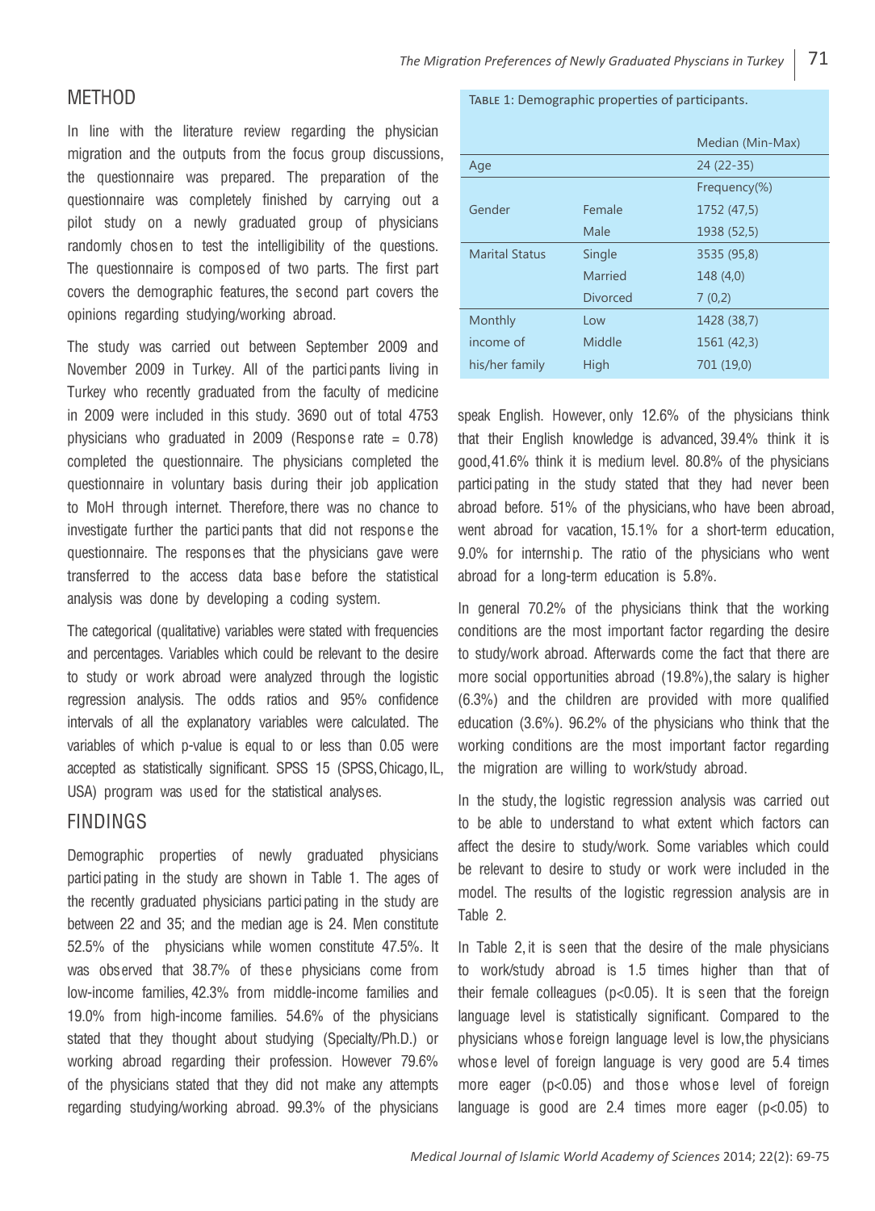## METHOD

In line with the literature review regarding the physician migration and the outputs from the focus group discussions, the questionnaire was prepared. The preparation of the questionnaire was completely finished by carrying out a pilot study on a newly graduated group of physicians randomly chosen to test the intelligibility of the questions. The questionnaire is composed of two parts. The first part covers the demographic features, the second part covers the opinions regarding studying/working abroad.

The study was carried out between September 2009 and November 2009 in Turkey. All of the participants living in Turkey who recently graduated from the faculty of medicine in 2009 were included in this study. 3690 out of total 4753 physicians who graduated in 2009 (Response rate = 0.78) completed the questionnaire. The physicians completed the questionnaire in voluntary basis during their job application to MoH through internet. Therefore, there was no chance to investigate further the participants that did not response the questionnaire. The responses that the physicians gave were transferred to the access data base before the statistical analysis was done by developing a coding system.

The categorical (qualitative) variables were stated with frequencies and percentages. Variables which could be relevant to the desire to study or work abroad were analyzed through the logistic regression analysis. The odds ratios and 95% confidence intervals of all the explanatory variables were calculated. The variables of which p-value is equal to or less than 0.05 were accepted as statistically significant. SPSS 15 (SPSS, Chicago, IL, USA) program was used for the statistical analyses.

## FINDINGS

Demographic properties of newly graduated physicians participating in the study are shown in Table 1. The ages of the recently graduated physicians participating in the study are between 22 and 35; and the median age is 24. Men constitute 52.5% of the physicians while women constitute 47.5%. It was observed that 38.7% of these physicians come from low-income families, 42.3% from middle-income families and 19.0% from high-income families. 54.6% of the physicians stated that they thought about studying (Specialty/Ph.D.) or working abroad regarding their profession. However 79.6% of the physicians stated that they did not make any attempts regarding studying/working abroad. 99.3% of the physicians speak English. However, only 12.6% of the physicians think that their English knowledge is advanced, 39.4% think it is good, 41.6% think it is medium level. 80.8% of the physicians participating in the study stated that they had never been abroad before. 51% of the physicians, who have been abroad, went abroad for vacation, 15.1% for a short-term education, 9.0% for internship. The ratio of the physicians who went abroad for a long-term education is 5.8%.

TABLE 1: Demographic properties of participants.

| | | Median (Min-Max) |
|---|---|---|
| Age | | 24 (22-35) |
| | | Frequency(%) |
| Gender | Female | 1752 (47,5) |
| | Male | 1938 (52,5) |
| Marital Status | Single | 3535 (95,8) |
| | Married | 148 (4,0) |
| | Divorced | 7 (0,2) |
| Monthly income of his/her family | Low | 1428 (38,7) |
| | Middle | 1561 (42,3) |
| | High | 701 (19,0) |

In general 70.2% of the physicians think that the working conditions are the most important factor regarding the desire to study/work abroad. Afterwards come the fact that there are more social opportunities abroad (19.8%), the salary is higher (6.3%) and the children are provided with more qualified education (3.6%). 96.2% of the physicians who think that the working conditions are the most important factor regarding the migration are willing to work/study abroad.

In the study, the logistic regression analysis was carried out to be able to understand to what extent which factors can affect the desire to study/work. Some variables which could be relevant to desire to study or work were included in the model. The results of the logistic regression analysis are in Table 2.

In Table 2, it is seen that the desire of the male physicians to work/study abroad is 1.5 times higher than that of their female colleagues ($p<0.05$). It is seen that the foreign language level is statistically significant. Compared to the physicians whose foreign language level is low, the physicians whose level of foreign language is very good are 5.4 times more eager ($p<0.05$) and those whose level of foreign language is good are 2.4 times more eager ($p<0.05$) to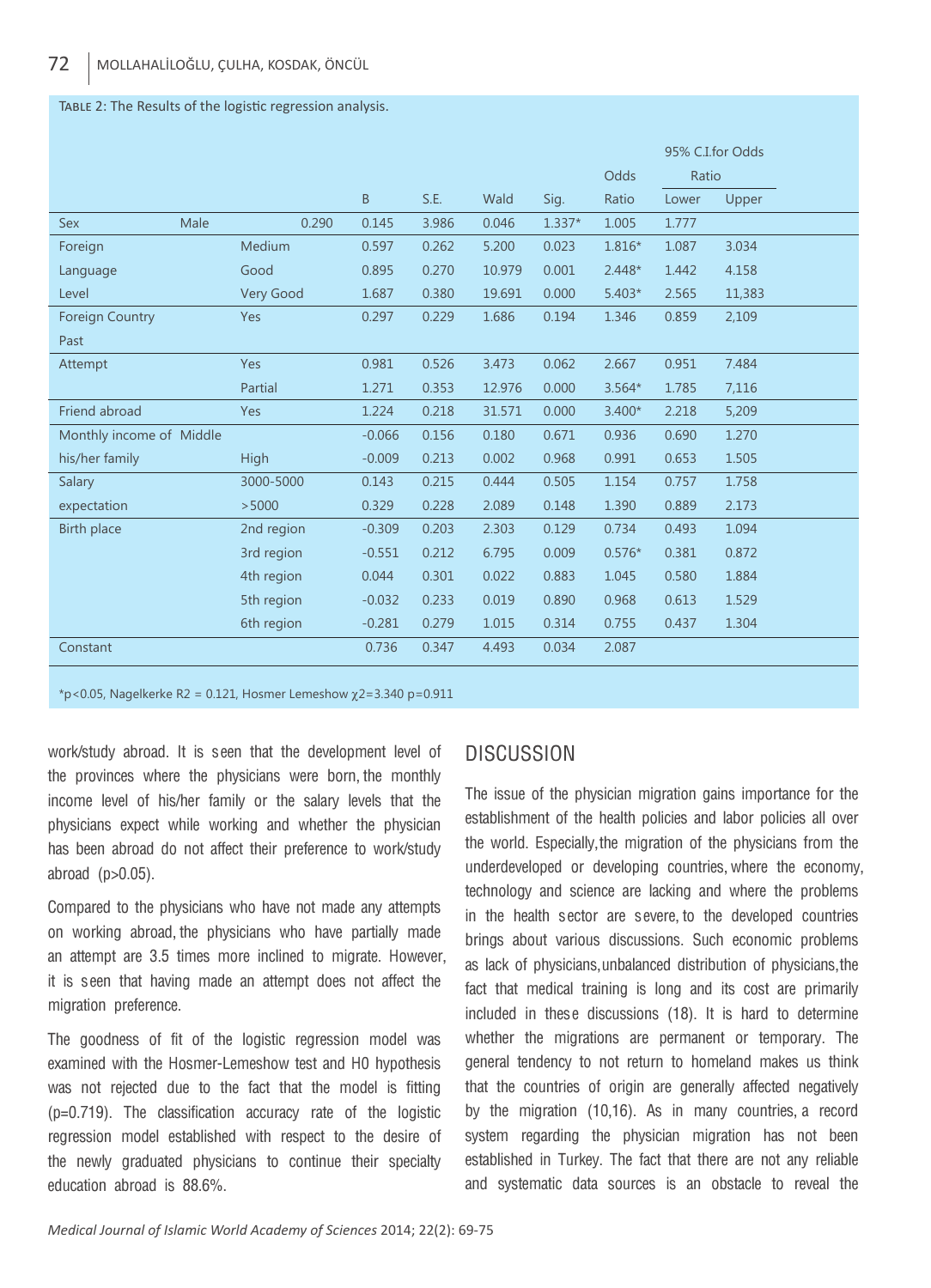TABLE 2: The Results of the logistic regression analysis.

| | | B | S.E. | Wald | Sig. | Odds Ratio | 95% C.I.for Odds Ratio Lower | Upper |
|---|---|---|---|---|---|---|---|---|
| Sex | Male | 0.290 | 0.145 | 3.986 | 0.046 | 1.337* | 1.005 | 1.777 |
| Foreign Language Level | Medium | 0.597 | 0.262 | 5.200 | 0.023 | 1.816* | 1.087 | 3.034 |
| | Good | 0.895 | 0.270 | 10.979 | 0.001 | 2.448* | 1.442 | 4.158 |
| | Very Good | 1.687 | 0.380 | 19.691 | 0.000 | 5.403* | 2.565 | 11,383 |
| Foreign Country Past | Yes | 0.297 | 0.229 | 1.686 | 0.194 | 1.346 | 0.859 | 2,109 |
| Attempt | Yes | 0.981 | 0.526 | 3.473 | 0.062 | 2.667 | 0.951 | 7.484 |
| | Partial | 1.271 | 0.353 | 12.976 | 0.000 | 3.564* | 1.785 | 7,116 |
| Friend abroad | Yes | 1.224 | 0.218 | 31.571 | 0.000 | 3.400* | 2.218 | 5,209 |
| Monthly income of his/her family | Middle | -0.066 | 0.156 | 0.180 | 0.671 | 0.936 | 0.690 | 1.270 |
| | High | -0.009 | 0.213 | 0.002 | 0.968 | 0.991 | 0.653 | 1.505 |
| Salary expectation | 3000-5000 | 0.143 | 0.215 | 0.444 | 0.505 | 1.154 | 0.757 | 1.758 |
| | >5000 | 0.329 | 0.228 | 2.089 | 0.148 | 1.390 | 0.889 | 2.173 |
| Birth place | 2nd region | -0.309 | 0.203 | 2.303 | 0.129 | 0.734 | 0.493 | 1.094 |
| | 3rd region | -0.551 | 0.212 | 6.795 | 0.009 | 0.576* | 0.381 | 0.872 |
| | 4th region | 0.044 | 0.301 | 0.022 | 0.883 | 1.045 | 0.580 | 1.884 |
| | 5th region | -0.032 | 0.233 | 0.019 | 0.890 | 0.968 | 0.613 | 1.529 |
| | 6th region | -0.281 | 0.279 | 1.015 | 0.314 | 0.755 | 0.437 | 1.304 |
| Constant | | 0.736 | 0.347 | 4.493 | 0.034 | 2.087 | | |

*$p<0.05$, Nagelkerke $R^2$ = 0.121, Hosmer Lemeshow $\chi^2$=3.340 p=0.911

work/study abroad. It is seen that the development level of the provinces where the physicians were born, the monthly income level of his/her family or the salary levels that the physicians expect while working and whether the physician has been abroad do not affect their preference to work/study abroad ($p>0.05$).

Compared to the physicians who have not made any attempts on working abroad, the physicians who have partially made an attempt are 3.5 times more inclined to migrate. However, it is seen that having made an attempt does not affect the migration preference.

The goodness of fit of the logistic regression model was examined with the Hosmer-Lemeshow test and H0 hypothesis was not rejected due to the fact that the model is fitting (p=0.719). The classification accuracy rate of the logistic regression model established with respect to the desire of the newly graduated physicians to continue their specialty education abroad is 88.6%.

## DISCUSSION

The issue of the physician migration gains importance for the establishment of the health policies and labor policies all over the world. Especially, the migration of the physicians from the underdeveloped or developing countries, where the economy, technology and science are lacking and where the problems in the health sector are severe, to the developed countries brings about various discussions. Such economic problems as lack of physicians, unbalanced distribution of physicians, the fact that medical training is long and its cost are primarily included in these discussions (18). It is hard to determine whether the migrations are permanent or temporary. The general tendency to not return to homeland makes us think that the countries of origin are generally affected negatively by the migration (10,16). As in many countries, a record system regarding the physician migration has not been established in Turkey. The fact that there are not any reliable and systematic data sources is an obstacle to reveal the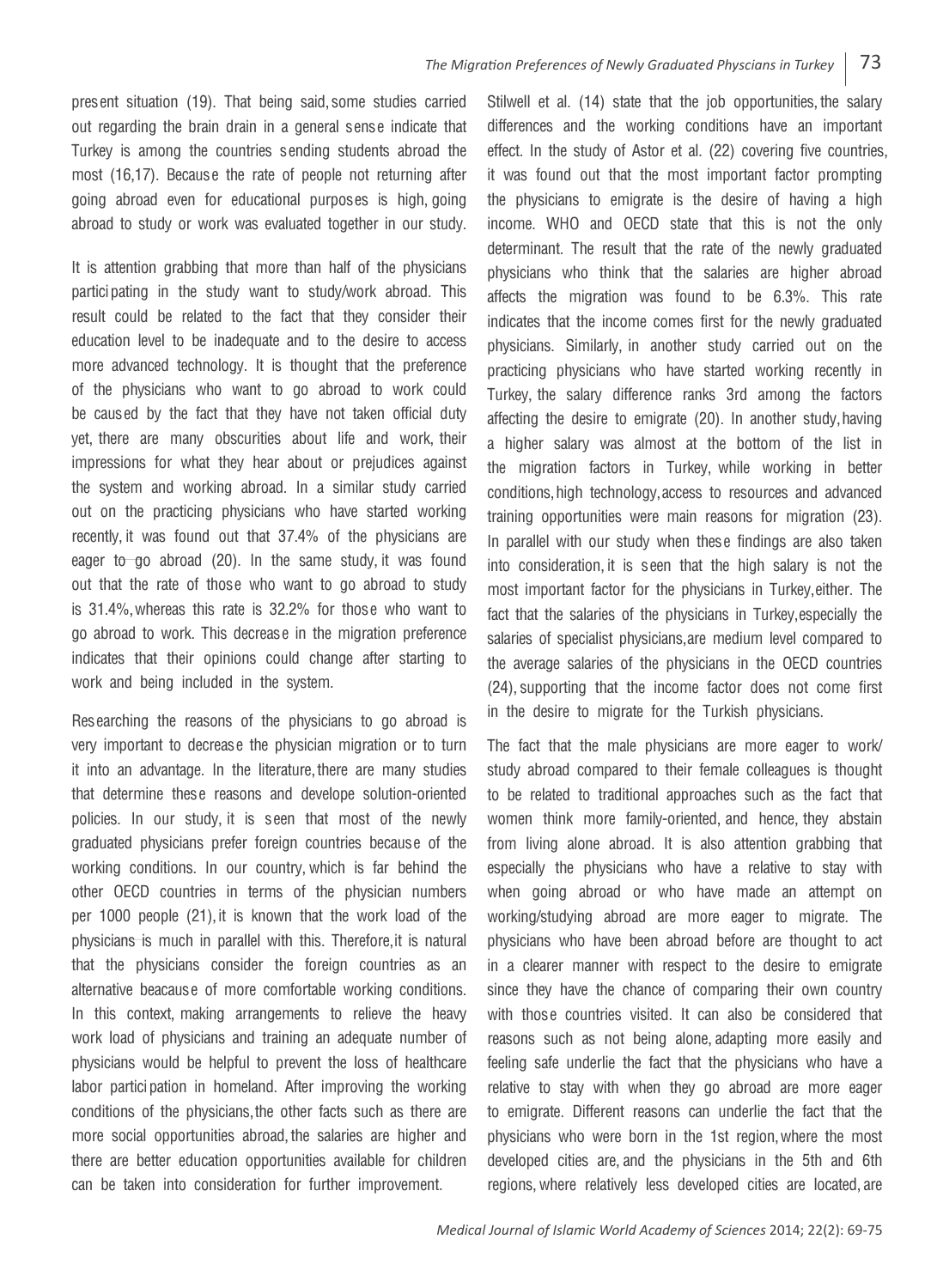present situation (19). That being said, some studies carried out regarding the brain drain in a general sense indicate that Turkey is among the countries sending students abroad the most (16,17). Because the rate of people not returning after going abroad even for educational purposes is high, going abroad to study or work was evaluated together in our study.

It is attention grabbing that more than half of the physicians participating in the study want to study/work abroad. This result could be related to the fact that they consider their education level to be inadequate and to the desire to access more advanced technology. It is thought that the preference of the physicians who want to go abroad to work could be caused by the fact that they have not taken official duty yet, there are many obscurities about life and work, their impressions for what they hear about or prejudices against the system and working abroad. In a similar study carried out on the practicing physicians who have started working recently, it was found out that 37.4% of the physicians are eager to go abroad (20). In the same study, it was found out that the rate of those who want to go abroad to study is 31.4%, whereas this rate is 32.2% for those who want to go abroad to work. This decrease in the migration preference indicates that their opinions could change after starting to work and being included in the system.

Researching the reasons of the physicians to go abroad is very important to decrease the physician migration or to turn it into an advantage. In the literature, there are many studies that determine these reasons and develope solution-oriented policies. In our study, it is seen that most of the newly graduated physicians prefer foreign countries because of the working conditions. In our country, which is far behind the other OECD countries in terms of the physician numbers per 1000 people (21), it is known that the work load of the physicians is much in parallel with this. Therefore, it is natural that the physicians consider the foreign countries as an alternative beacause of more comfortable working conditions. In this context, making arrangements to relieve the heavy work load of physicians and training an adequate number of physicians would be helpful to prevent the loss of healthcare labor participation in homeland. After improving the working conditions of the physicians, the other facts such as there are more social opportunities abroad, the salaries are higher and there are better education opportunities available for children can be taken into consideration for further improvement.

Stilwell et al. (14) state that the job opportunities, the salary differences and the working conditions have an important effect. In the study of Astor et al. (22) covering five countries, it was found out that the most important factor prompting the physicians to emigrate is the desire of having a high income. WHO and OECD state that this is not the only determinant. The result that the rate of the newly graduated physicians who think that the salaries are higher abroad affects the migration was found to be 6.3%. This rate indicates that the income comes first for the newly graduated physicians. Similarly, in another study carried out on the practicing physicians who have started working recently in Turkey, the salary difference ranks 3rd among the factors affecting the desire to emigrate (20). In another study, having a higher salary was almost at the bottom of the list in the migration factors in Turkey, while working in better conditions, high technology, access to resources and advanced training opportunities were main reasons for migration (23). In parallel with our study when these findings are also taken into consideration, it is seen that the high salary is not the most important factor for the physicians in Turkey, either. The fact that the salaries of the physicians in Turkey, especially the salaries of specialist physicians, are medium level compared to the average salaries of the physicians in the OECD countries (24), supporting that the income factor does not come first in the desire to migrate for the Turkish physicians.

The fact that the male physicians are more eager to work/study abroad compared to their female colleagues is thought to be related to traditional approaches such as the fact that women think more family-oriented, and hence, they abstain from living alone abroad. It is also attention grabbing that especially the physicians who have a relative to stay with when going abroad or who have made an attempt on working/studying abroad are more eager to migrate. The physicians who have been abroad before are thought to act in a clearer manner with respect to the desire to emigrate since they have the chance of comparing their own country with those countries visited. It can also be considered that reasons such as not being alone, adapting more easily and feeling safe underlie the fact that the physicians who have a relative to stay with when they go abroad are more eager to emigrate. Different reasons can underlie the fact that the physicians who were born in the 1st region, where the most developed cities are, and the physicians in the 5th and 6th regions, where relatively less developed cities are located, are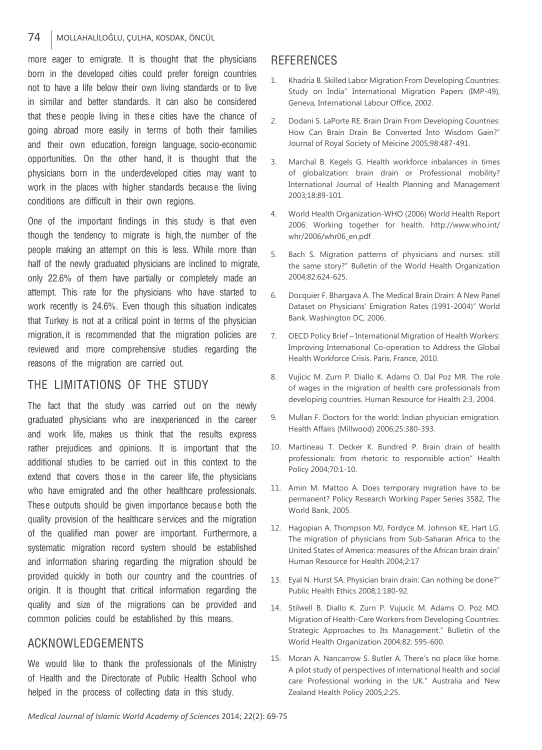more eager to emigrate. It is thought that the physicians born in the developed cities could prefer foreign countries not to have a life below their own living standards or to live in similar and better standards. It can also be considered that these people living in these cities have the chance of going abroad more easily in terms of both their families and their own education, foreign language, socio-economic opportunities. On the other hand, it is thought that the physicians born in the underdeveloped cities may want to work in the places with higher standards because the living conditions are difficult in their own regions.

One of the important findings in this study is that even though the tendency to migrate is high, the number of the people making an attempt on this is less. While more than half of the newly graduated physicians are inclined to migrate, only 22.6% of them have partially or completely made an attempt. This rate for the physicians who have started to work recently is 24.6%. Even though this situation indicates that Turkey is not at a critical point in terms of the physician migration, it is recommended that the migration policies are reviewed and more comprehensive studies regarding the reasons of the migration are carried out.

## THE LIMITATIONS OF THE STUDY

The fact that the study was carried out on the newly graduated physicians who are inexperienced in the career and work life, makes us think that the results express rather prejudices and opinions. It is important that the additional studies to be carried out in this context to the extend that covers those in the career life, the physicians who have emigrated and the other healthcare professionals. These outputs should be given importance because both the quality provision of the healthcare services and the migration of the qualified man power are important. Furthermore, a systematic migration record system should be established and information sharing regarding the migration should be provided quickly in both our country and the countries of origin. It is thought that critical information regarding the quality and size of the migrations can be provided and common policies could be established by this means.

## ACKNOWLEDGEMENTS

We would like to thank the professionals of the Ministry of Health and the Directorate of Public Health School who helped in the process of collecting data in this study.

## REFERENCES

1. Khadria B. Skilled Labor Migration From Developing Countries: Study on India" International Migration Papers (IMP-49), Geneva, International Labour Office, 2002.
2. Dodani S. LaPorte RE. Brain Drain From Developing Countries: How Can Brain Drain Be Converted İnto Wisdom Gain?" Journal of Royal Society of Meicine 2005;98:487-491.
3. Marchal B. Kegels G. Health workforce inbalances in times of globalization: brain drain or Professional mobility? International Journal of Health Planning and Management 2003;18:89-101.
4. World Health Organization-WHO (2006) World Health Report 2006: Working together for health. http://www.who.int/whr/2006/whr06_en.pdf
5. Bach S. Migration patterns of physicians and nurses: still the same story?" Bulletin of the World Health Organization 2004;82:624-625.
6. Docquier F. Bhargava A. The Medical Brain Drain: A New Panel Dataset on Physicians' Emigration Rates (1991-2004)" World Bank. Washington DC, 2006.
7. OECD Policy Brief – International Migration of Health Workers: Improving International Co-operation to Address the Global Health Workforce Crisis. Paris, France, 2010.
8. Vujicic M. Zurn P. Diallo K. Adams O. Dal Poz MR. The role of wages in the migration of health care professionals from developing countries. Human Resource for Health 2:3, 2004.
9. Mullan F. Doctors for the world: Indian physician emigration. Health Affairs (Millwood) 2006;25:380-393.
10. Martineau T. Decker K. Bundred P. Brain drain of health professionals: from rhetoric to responsible action" Health Policy 2004;70:1-10.
11. Amin M. Mattoo A. Does temporary migration have to be permanent? Policy Research Working Paper Series 3582, The World Bank, 2005.
12. Hagopian A. Thompson MJ, Fordyce M. Johnson KE, Hart LG. The migration of physicians from Sub-Saharan Africa to the United States of America: measures of the African brain drain" Human Resource for Health 2004;2:17
13. Eyal N. Hurst SA. Physician brain drain: Can nothing be done?" Public Health Ethics 2008;1:180-92.
14. Stilwell B. Diallo K. Zurn P. Vujucic M. Adams O. Poz MD. Migration of Health-Care Workers from Developing Countries: Strategic Approaches to Its Management." Bulletin of the World Health Organization 2004;82: 595-600.
15. Moran A. Nancarrow S. Butler A. There's no place like home. A pilot study of perspectives of international health and social care Professional working in the UK." Australia and New Zealand Health Policy 2005;2:25.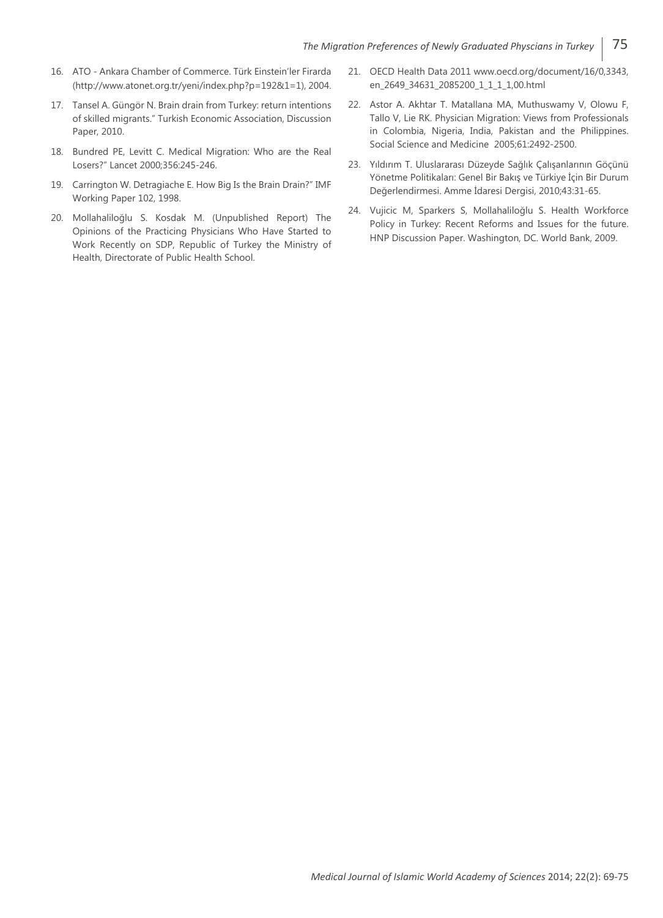16. ATO - Ankara Chamber of Commerce. Türk Einstein'ler Firarda (http://www.atonet.org.tr/yeni/index.php?p=192&1=1), 2004.

17. Tansel A. Güngör N. Brain drain from Turkey: return intentions of skilled migrants." Turkish Economic Association, Discussion Paper, 2010.

18. Bundred PE, Levitt C. Medical Migration: Who are the Real Losers?" Lancet 2000;356:245-246.

19. Carrington W. Detragiache E. How Big Is the Brain Drain?" IMF Working Paper 102, 1998.

20. Mollahaliloğlu S. Kosdak M. (Unpublished Report) The Opinions of the Practicing Physicians Who Have Started to Work Recently on SDP, Republic of Turkey the Ministry of Health, Directorate of Public Health School.

21. OECD Health Data 2011 www.oecd.org/document/16/0,3343,en_2649_34631_2085200_1_1_1_1,00.html

22. Astor A. Akhtar T. Matallana MA, Muthuswamy V, Olowu F, Tallo V, Lie RK. Physician Migration: Views from Professionals in Colombia, Nigeria, India, Pakistan and the Philippines. Social Science and Medicine 2005;61:2492-2500.

23. Yıldırım T. Uluslararası Düzeyde Sağlık Çalışanlarının Göçünü Yönetme Politikaları: Genel Bir Bakış ve Türkiye İçin Bir Durum Değerlendirmesi. Amme İdaresi Dergisi, 2010;43:31-65.

24. Vujicic M, Sparkers S, Mollahaliloğlu S. Health Workforce Policy in Turkey: Recent Reforms and Issues for the future. HNP Discussion Paper. Washington, DC. World Bank, 2009.